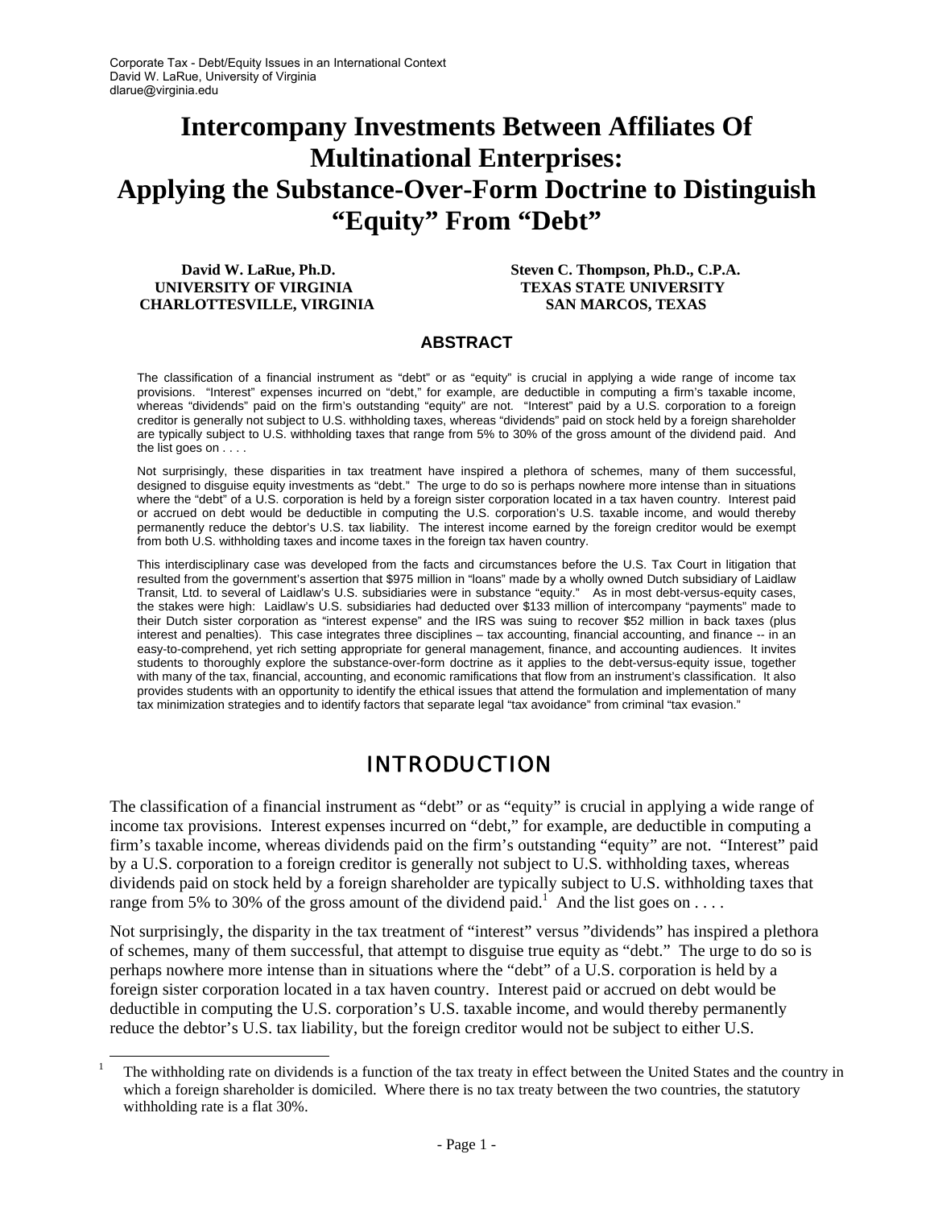# Intercompany Investments Between Affiliates Of Multinational Enterprises: Applying the Substance-Over-Form Doctrine to Distinguish "Equity" From "Debt"

**David W. LaRue, Ph.D.**
**UNIVERSITY OF VIRGINIA**
**CHARLOTTESVILLE, VIRGINIA**

**Steven C. Thompson, Ph.D., C.P.A.**
**TEXAS STATE UNIVERSITY**
**SAN MARCOS, TEXAS**

## ABSTRACT

The classification of a financial instrument as "debt" or as "equity" is crucial in applying a wide range of income tax provisions. "Interest" expenses incurred on "debt," for example, are deductible in computing a firm's taxable income, whereas "dividends" paid on the firm's outstanding "equity" are not. "Interest" paid by a U.S. corporation to a foreign creditor is generally not subject to U.S. withholding taxes, whereas "dividends" paid on stock held by a foreign shareholder are typically subject to U.S. withholding taxes that range from 5% to 30% of the gross amount of the dividend paid. And the list goes on . . . .

Not surprisingly, these disparities in tax treatment have inspired a plethora of schemes, many of them successful, designed to disguise equity investments as "debt." The urge to do so is perhaps nowhere more intense than in situations where the "debt" of a U.S. corporation is held by a foreign sister corporation located in a tax haven country. Interest paid or accrued on debt would be deductible in computing the U.S. corporation's U.S. taxable income, and would thereby permanently reduce the debtor's U.S. tax liability. The interest income earned by the foreign creditor would be exempt from both U.S. withholding taxes and income taxes in the foreign tax haven country.

This interdisciplinary case was developed from the facts and circumstances before the U.S. Tax Court in litigation that resulted from the government's assertion that $975 million in "loans" made by a wholly owned Dutch subsidiary of Laidlaw Transit, Ltd. to several of Laidlaw's U.S. subsidiaries were in substance "equity." As in most debt-versus-equity cases, the stakes were high: Laidlaw's U.S. subsidiaries had deducted over $133 million of intercompany "payments" made to their Dutch sister corporation as "interest expense" and the IRS was suing to recover $52 million in back taxes (plus interest and penalties). This case integrates three disciplines – tax accounting, financial accounting, and finance -- in an easy-to-comprehend, yet rich setting appropriate for general management, finance, and accounting audiences. It invites students to thoroughly explore the substance-over-form doctrine as it applies to the debt-versus-equity issue, together with many of the tax, financial, accounting, and economic ramifications that flow from an instrument's classification. It also provides students with an opportunity to identify the ethical issues that attend the formulation and implementation of many tax minimization strategies and to identify factors that separate legal "tax avoidance" from criminal "tax evasion."

## INTRODUCTION

The classification of a financial instrument as "debt" or as "equity" is crucial in applying a wide range of income tax provisions. Interest expenses incurred on "debt," for example, are deductible in computing a firm's taxable income, whereas dividends paid on the firm's outstanding "equity" are not. "Interest" paid by a U.S. corporation to a foreign creditor is generally not subject to U.S. withholding taxes, whereas dividends paid on stock held by a foreign shareholder are typically subject to U.S. withholding taxes that range from 5% to 30% of the gross amount of the dividend paid.[1] And the list goes on . . . .

Not surprisingly, the disparity in the tax treatment of "interest" versus "dividends" has inspired a plethora of schemes, many of them successful, that attempt to disguise true equity as "debt." The urge to do so is perhaps nowhere more intense than in situations where the "debt" of a U.S. corporation is held by a foreign sister corporation located in a tax haven country. Interest paid or accrued on debt would be deductible in computing the U.S. corporation's U.S. taxable income, and would thereby permanently reduce the debtor's U.S. tax liability, but the foreign creditor would not be subject to either U.S.

[1] The withholding rate on dividends is a function of the tax treaty in effect between the United States and the country in which a foreign shareholder is domiciled. Where there is no tax treaty between the two countries, the statutory withholding rate is a flat 30%.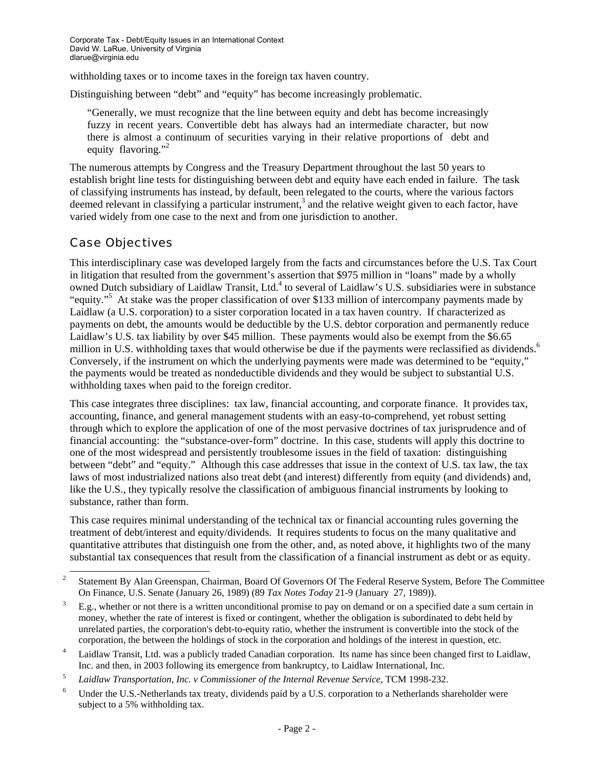withholding taxes or to income taxes in the foreign tax haven country.

Distinguishing between "debt" and "equity" has become increasingly problematic.

> "Generally, we must recognize that the line between equity and debt has become increasingly fuzzy in recent years. Convertible debt has always had an intermediate character, but now there is almost a continuum of securities varying in their relative proportions of debt and equity flavoring."[2]

The numerous attempts by Congress and the Treasury Department throughout the last 50 years to establish bright line tests for distinguishing between debt and equity have each ended in failure. The task of classifying instruments has instead, by default, been relegated to the courts, where the various factors deemed relevant in classifying a particular instrument,[3] and the relative weight given to each factor, have varied widely from one case to the next and from one jurisdiction to another.

## Case Objectives

This interdisciplinary case was developed largely from the facts and circumstances before the U.S. Tax Court in litigation that resulted from the government's assertion that $975 million in "loans" made by a wholly owned Dutch subsidiary of Laidlaw Transit, Ltd.[4] to several of Laidlaw's U.S. subsidiaries were in substance "equity."[5] At stake was the proper classification of over $133 million of intercompany payments made by Laidlaw (a U.S. corporation) to a sister corporation located in a tax haven country. If characterized as payments on debt, the amounts would be deductible by the U.S. debtor corporation and permanently reduce Laidlaw's U.S. tax liability by over $45 million. These payments would also be exempt from the $6.65 million in U.S. withholding taxes that would otherwise be due if the payments were reclassified as dividends.[6] Conversely, if the instrument on which the underlying payments were made was determined to be "equity," the payments would be treated as nondeductible dividends and they would be subject to substantial U.S. withholding taxes when paid to the foreign creditor.

This case integrates three disciplines: tax law, financial accounting, and corporate finance. It provides tax, accounting, finance, and general management students with an easy-to-comprehend, yet robust setting through which to explore the application of one of the most pervasive doctrines of tax jurisprudence and of financial accounting: the "substance-over-form" doctrine. In this case, students will apply this doctrine to one of the most widespread and persistently troublesome issues in the field of taxation: distinguishing between "debt" and "equity." Although this case addresses that issue in the context of U.S. tax law, the tax laws of most industrialized nations also treat debt (and interest) differently from equity (and dividends) and, like the U.S., they typically resolve the classification of ambiguous financial instruments by looking to substance, rather than form.

This case requires minimal understanding of the technical tax or financial accounting rules governing the treatment of debt/interest and equity/dividends. It requires students to focus on the many qualitative and quantitative attributes that distinguish one from the other, and, as noted above, it highlights two of the many substantial tax consequences that result from the classification of a financial instrument as debt or as equity.

---

[2] Statement By Alan Greenspan, Chairman, Board Of Governors Of The Federal Reserve System, Before The Committee On Finance, U.S. Senate (January 26, 1989) (89 *Tax Notes Today* 21-9 (January 27, 1989)).

[3] E.g., whether or not there is a written unconditional promise to pay on demand or on a specified date a sum certain in money, whether the rate of interest is fixed or contingent, whether the obligation is subordinated to debt held by unrelated parties, the corporation's debt-to-equity ratio, whether the instrument is convertible into the stock of the corporation, the between the holdings of stock in the corporation and holdings of the interest in question, etc.

[4] Laidlaw Transit, Ltd. was a publicly traded Canadian corporation. Its name has since been changed first to Laidlaw, Inc. and then, in 2003 following its emergence from bankruptcy, to Laidlaw International, Inc.

[5] *Laidlaw Transportation, Inc. v Commissioner of the Internal Revenue Service*, TCM 1998-232.

[6] Under the U.S.-Netherlands tax treaty, dividends paid by a U.S. corporation to a Netherlands shareholder were subject to a 5% withholding tax.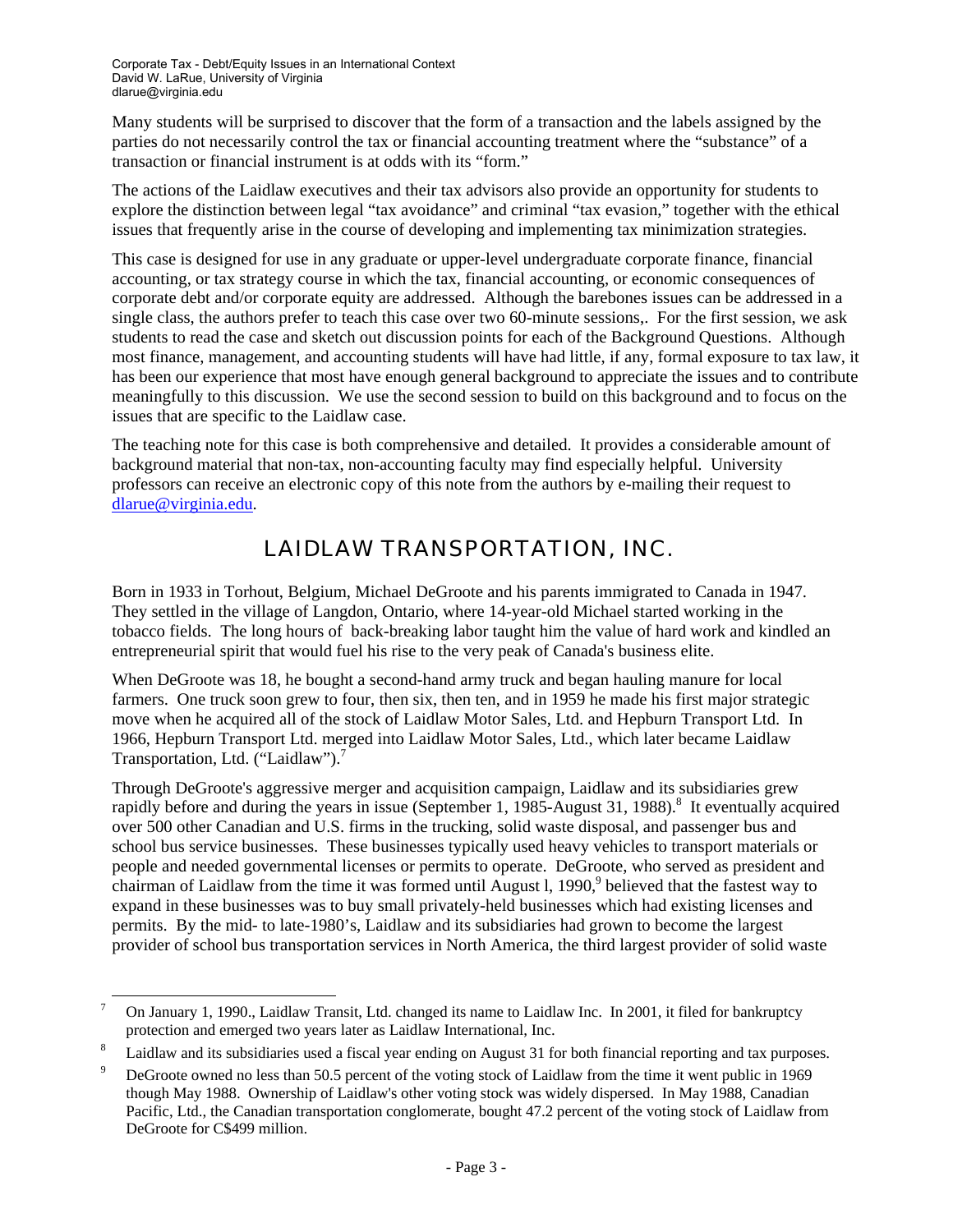Many students will be surprised to discover that the form of a transaction and the labels assigned by the parties do not necessarily control the tax or financial accounting treatment where the "substance" of a transaction or financial instrument is at odds with its "form."

The actions of the Laidlaw executives and their tax advisors also provide an opportunity for students to explore the distinction between legal "tax avoidance" and criminal "tax evasion," together with the ethical issues that frequently arise in the course of developing and implementing tax minimization strategies.

This case is designed for use in any graduate or upper-level undergraduate corporate finance, financial accounting, or tax strategy course in which the tax, financial accounting, or economic consequences of corporate debt and/or corporate equity are addressed. Although the barebones issues can be addressed in a single class, the authors prefer to teach this case over two 60-minute sessions,. For the first session, we ask students to read the case and sketch out discussion points for each of the Background Questions. Although most finance, management, and accounting students will have had little, if any, formal exposure to tax law, it has been our experience that most have enough general background to appreciate the issues and to contribute meaningfully to this discussion. We use the second session to build on this background and to focus on the issues that are specific to the Laidlaw case.

The teaching note for this case is both comprehensive and detailed. It provides a considerable amount of background material that non-tax, non-accounting faculty may find especially helpful. University professors can receive an electronic copy of this note from the authors by e-mailing their request to dlarue@virginia.edu.

# LAIDLAW TRANSPORTATION, INC.

Born in 1933 in Torhout, Belgium, Michael DeGroote and his parents immigrated to Canada in 1947. They settled in the village of Langdon, Ontario, where 14-year-old Michael started working in the tobacco fields. The long hours of back-breaking labor taught him the value of hard work and kindled an entrepreneurial spirit that would fuel his rise to the very peak of Canada's business elite.

When DeGroote was 18, he bought a second-hand army truck and began hauling manure for local farmers. One truck soon grew to four, then six, then ten, and in 1959 he made his first major strategic move when he acquired all of the stock of Laidlaw Motor Sales, Ltd. and Hepburn Transport Ltd. In 1966, Hepburn Transport Ltd. merged into Laidlaw Motor Sales, Ltd., which later became Laidlaw Transportation, Ltd. ("Laidlaw").[7]

Through DeGroote's aggressive merger and acquisition campaign, Laidlaw and its subsidiaries grew rapidly before and during the years in issue (September 1, 1985-August 31, 1988).[8] It eventually acquired over 500 other Canadian and U.S. firms in the trucking, solid waste disposal, and passenger bus and school bus service businesses. These businesses typically used heavy vehicles to transport materials or people and needed governmental licenses or permits to operate. DeGroote, who served as president and chairman of Laidlaw from the time it was formed until August l, 1990,[9] believed that the fastest way to expand in these businesses was to buy small privately-held businesses which had existing licenses and permits. By the mid- to late-1980's, Laidlaw and its subsidiaries had grown to become the largest provider of school bus transportation services in North America, the third largest provider of solid waste

---

[7] On January 1, 1990., Laidlaw Transit, Ltd. changed its name to Laidlaw Inc. In 2001, it filed for bankruptcy protection and emerged two years later as Laidlaw International, Inc.

[8] Laidlaw and its subsidiaries used a fiscal year ending on August 31 for both financial reporting and tax purposes.

[9] DeGroote owned no less than 50.5 percent of the voting stock of Laidlaw from the time it went public in 1969 though May 1988. Ownership of Laidlaw's other voting stock was widely dispersed. In May 1988, Canadian Pacific, Ltd., the Canadian transportation conglomerate, bought 47.2 percent of the voting stock of Laidlaw from DeGroote for C$499 million.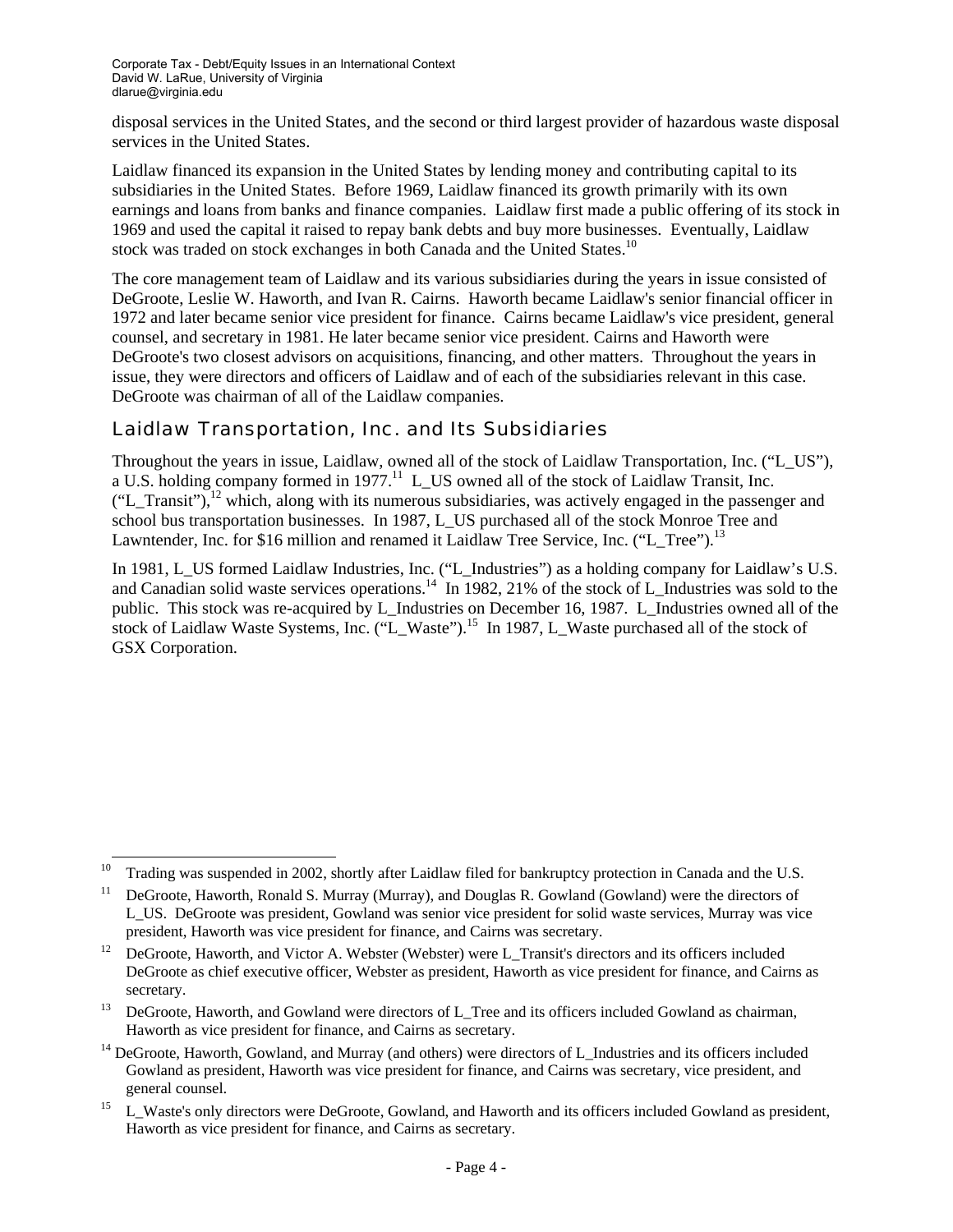disposal services in the United States, and the second or third largest provider of hazardous waste disposal services in the United States.

Laidlaw financed its expansion in the United States by lending money and contributing capital to its subsidiaries in the United States. Before 1969, Laidlaw financed its growth primarily with its own earnings and loans from banks and finance companies. Laidlaw first made a public offering of its stock in 1969 and used the capital it raised to repay bank debts and buy more businesses. Eventually, Laidlaw stock was traded on stock exchanges in both Canada and the United States.[10]

The core management team of Laidlaw and its various subsidiaries during the years in issue consisted of DeGroote, Leslie W. Haworth, and Ivan R. Cairns. Haworth became Laidlaw's senior financial officer in 1972 and later became senior vice president for finance. Cairns became Laidlaw's vice president, general counsel, and secretary in 1981. He later became senior vice president. Cairns and Haworth were DeGroote's two closest advisors on acquisitions, financing, and other matters. Throughout the years in issue, they were directors and officers of Laidlaw and of each of the subsidiaries relevant in this case. DeGroote was chairman of all of the Laidlaw companies.

## Laidlaw Transportation, Inc. and Its Subsidiaries

Throughout the years in issue, Laidlaw, owned all of the stock of Laidlaw Transportation, Inc. ("L_US"), a U.S. holding company formed in 1977.[11] L_US owned all of the stock of Laidlaw Transit, Inc. ("L_Transit"),[12] which, along with its numerous subsidiaries, was actively engaged in the passenger and school bus transportation businesses. In 1987, L_US purchased all of the stock Monroe Tree and Lawntender, Inc. for $16 million and renamed it Laidlaw Tree Service, Inc. ("L_Tree").[13]

In 1981, L_US formed Laidlaw Industries, Inc. ("L_Industries") as a holding company for Laidlaw's U.S. and Canadian solid waste services operations.[14] In 1982, 21% of the stock of L_Industries was sold to the public. This stock was re-acquired by L_Industries on December 16, 1987. L_Industries owned all of the stock of Laidlaw Waste Systems, Inc. ("L_Waste").[15] In 1987, L_Waste purchased all of the stock of GSX Corporation.

---

[10] Trading was suspended in 2002, shortly after Laidlaw filed for bankruptcy protection in Canada and the U.S.

[11] DeGroote, Haworth, Ronald S. Murray (Murray), and Douglas R. Gowland (Gowland) were the directors of L_US. DeGroote was president, Gowland was senior vice president for solid waste services, Murray was vice president, Haworth was vice president for finance, and Cairns was secretary.

[12] DeGroote, Haworth, and Victor A. Webster (Webster) were L_Transit's directors and its officers included DeGroote as chief executive officer, Webster as president, Haworth as vice president for finance, and Cairns as secretary.

[13] DeGroote, Haworth, and Gowland were directors of L_Tree and its officers included Gowland as chairman, Haworth as vice president for finance, and Cairns as secretary.

[14] DeGroote, Haworth, Gowland, and Murray (and others) were directors of L_Industries and its officers included Gowland as president, Haworth was vice president for finance, and Cairns was secretary, vice president, and general counsel.

[15] L_Waste's only directors were DeGroote, Gowland, and Haworth and its officers included Gowland as president, Haworth as vice president for finance, and Cairns as secretary.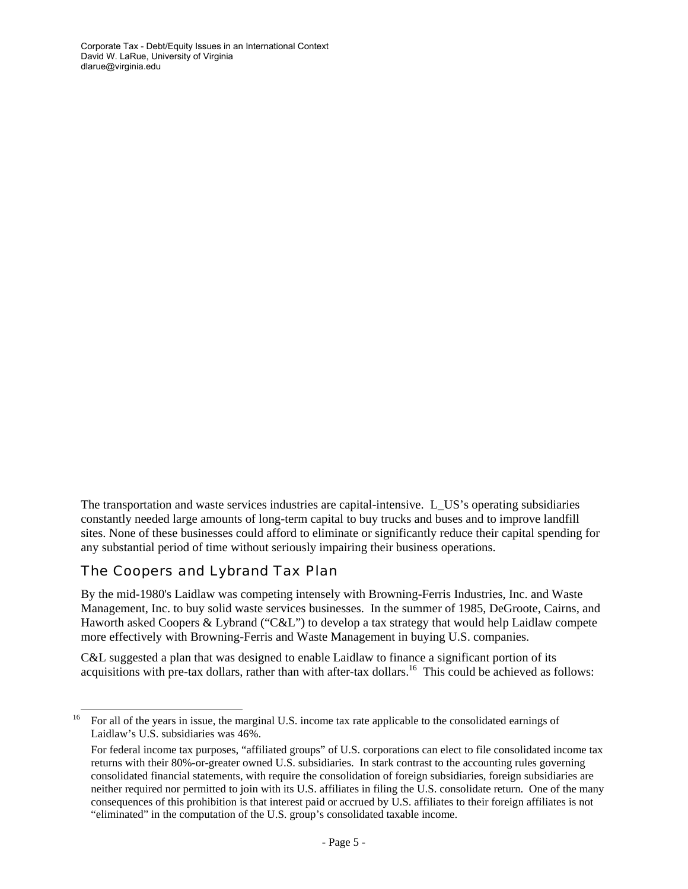The transportation and waste services industries are capital-intensive. L_US's operating subsidiaries constantly needed large amounts of long-term capital to buy trucks and buses and to improve landfill sites. None of these businesses could afford to eliminate or significantly reduce their capital spending for any substantial period of time without seriously impairing their business operations.

## The Coopers and Lybrand Tax Plan

By the mid-1980's Laidlaw was competing intensely with Browning-Ferris Industries, Inc. and Waste Management, Inc. to buy solid waste services businesses. In the summer of 1985, DeGroote, Cairns, and Haworth asked Coopers & Lybrand ("C&L") to develop a tax strategy that would help Laidlaw compete more effectively with Browning-Ferris and Waste Management in buying U.S. companies.

C&L suggested a plan that was designed to enable Laidlaw to finance a significant portion of its acquisitions with pre-tax dollars, rather than with after-tax dollars.[16] This could be achieved as follows:

---

[16] For all of the years in issue, the marginal U.S. income tax rate applicable to the consolidated earnings of Laidlaw's U.S. subsidiaries was 46%.

For federal income tax purposes, "affiliated groups" of U.S. corporations can elect to file consolidated income tax returns with their 80%-or-greater owned U.S. subsidiaries. In stark contrast to the accounting rules governing consolidated financial statements, with require the consolidation of foreign subsidiaries, foreign subsidiaries are neither required nor permitted to join with its U.S. affiliates in filing the U.S. consolidate return. One of the many consequences of this prohibition is that interest paid or accrued by U.S. affiliates to their foreign affiliates is not "eliminated" in the computation of the U.S. group's consolidated taxable income.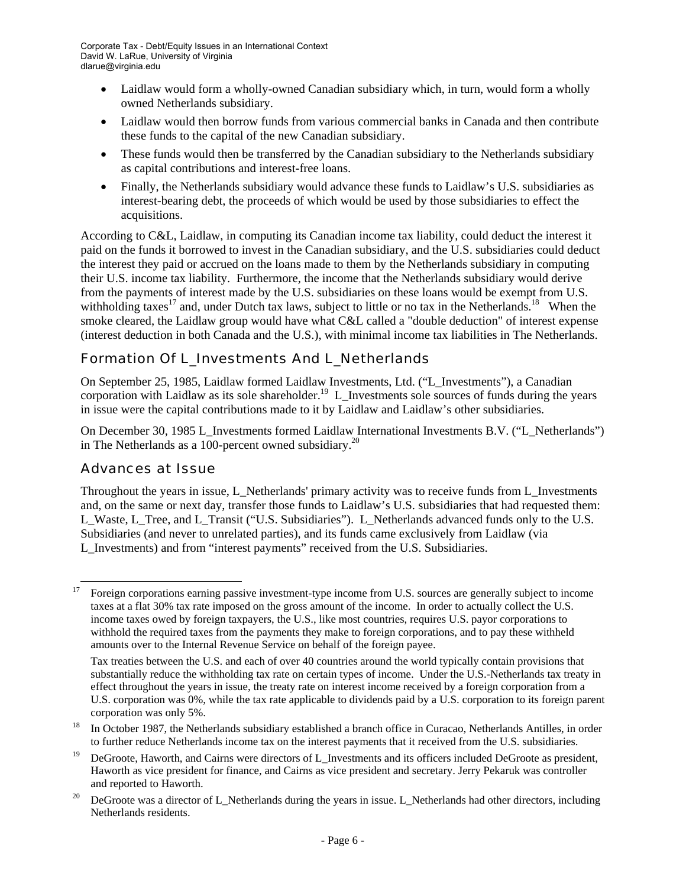- Laidlaw would form a wholly-owned Canadian subsidiary which, in turn, would form a wholly owned Netherlands subsidiary.
- Laidlaw would then borrow funds from various commercial banks in Canada and then contribute these funds to the capital of the new Canadian subsidiary.
- These funds would then be transferred by the Canadian subsidiary to the Netherlands subsidiary as capital contributions and interest-free loans.
- Finally, the Netherlands subsidiary would advance these funds to Laidlaw's U.S. subsidiaries as interest-bearing debt, the proceeds of which would be used by those subsidiaries to effect the acquisitions.

According to C&L, Laidlaw, in computing its Canadian income tax liability, could deduct the interest it paid on the funds it borrowed to invest in the Canadian subsidiary, and the U.S. subsidiaries could deduct the interest they paid or accrued on the loans made to them by the Netherlands subsidiary in computing their U.S. income tax liability. Furthermore, the income that the Netherlands subsidiary would derive from the payments of interest made by the U.S. subsidiaries on these loans would be exempt from U.S. withholding taxes[17] and, under Dutch tax laws, subject to little or no tax in the Netherlands.[18] When the smoke cleared, the Laidlaw group would have what C&L called a "double deduction" of interest expense (interest deduction in both Canada and the U.S.), with minimal income tax liabilities in The Netherlands.

## Formation Of L_Investments And L_Netherlands

On September 25, 1985, Laidlaw formed Laidlaw Investments, Ltd. ("L_Investments"), a Canadian corporation with Laidlaw as its sole shareholder.[19] L_Investments sole sources of funds during the years in issue were the capital contributions made to it by Laidlaw and Laidlaw's other subsidiaries.

On December 30, 1985 L_Investments formed Laidlaw International Investments B.V. ("L_Netherlands") in The Netherlands as a 100-percent owned subsidiary.[20]

## Advances at Issue

Throughout the years in issue, L_Netherlands' primary activity was to receive funds from L_Investments and, on the same or next day, transfer those funds to Laidlaw's U.S. subsidiaries that had requested them: L_Waste, L_Tree, and L_Transit ("U.S. Subsidiaries"). L_Netherlands advanced funds only to the U.S. Subsidiaries (and never to unrelated parties), and its funds came exclusively from Laidlaw (via L_Investments) and from "interest payments" received from the U.S. Subsidiaries.

---

[17] Foreign corporations earning passive investment-type income from U.S. sources are generally subject to income taxes at a flat 30% tax rate imposed on the gross amount of the income. In order to actually collect the U.S. income taxes owed by foreign taxpayers, the U.S., like most countries, requires U.S. payor corporations to withhold the required taxes from the payments they make to foreign corporations, and to pay these withheld amounts over to the Internal Revenue Service on behalf of the foreign payee.

Tax treaties between the U.S. and each of over 40 countries around the world typically contain provisions that substantially reduce the withholding tax rate on certain types of income. Under the U.S.-Netherlands tax treaty in effect throughout the years in issue, the treaty rate on interest income received by a foreign corporation from a U.S. corporation was 0%, while the tax rate applicable to dividends paid by a U.S. corporation to its foreign parent corporation was only 5%.

[18] In October 1987, the Netherlands subsidiary established a branch office in Curacao, Netherlands Antilles, in order to further reduce Netherlands income tax on the interest payments that it received from the U.S. subsidiaries.

[19] DeGroote, Haworth, and Cairns were directors of L_Investments and its officers included DeGroote as president, Haworth as vice president for finance, and Cairns as vice president and secretary. Jerry Pekaruk was controller and reported to Haworth.

[20] DeGroote was a director of L_Netherlands during the years in issue. L_Netherlands had other directors, including Netherlands residents.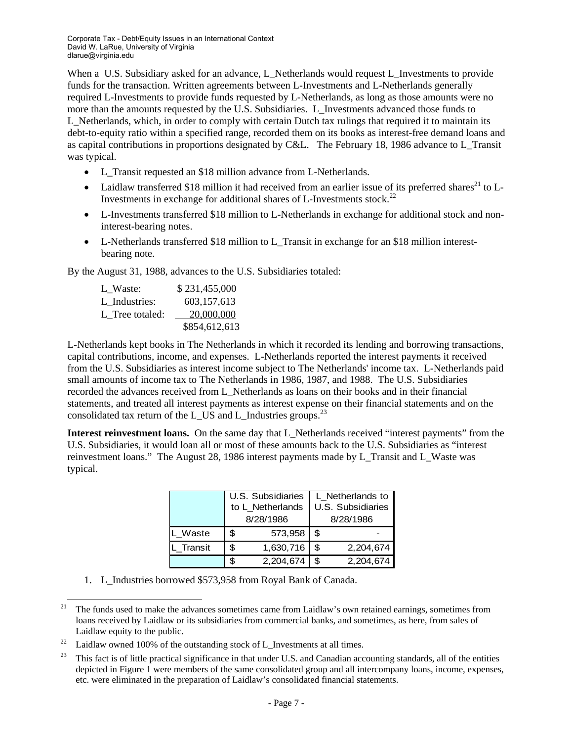When a U.S. Subsidiary asked for an advance, L_Netherlands would request L_Investments to provide funds for the transaction. Written agreements between L-Investments and L-Netherlands generally required L-Investments to provide funds requested by L-Netherlands, as long as those amounts were no more than the amounts requested by the U.S. Subsidiaries. L_Investments advanced those funds to L_Netherlands, which, in order to comply with certain Dutch tax rulings that required it to maintain its debt-to-equity ratio within a specified range, recorded them on its books as interest-free demand loans and as capital contributions in proportions designated by C&L. The February 18, 1986 advance to L_Transit was typical.

- L_Transit requested an $18 million advance from L-Netherlands.
- Laidlaw transferred $18 million it had received from an earlier issue of its preferred shares[21] to L-Investments in exchange for additional shares of L-Investments stock.[22]
- L-Investments transferred $18 million to L-Netherlands in exchange for additional stock and non-interest-bearing notes.
- L-Netherlands transferred $18 million to L_Transit in exchange for an $18 million interest-bearing note.

By the August 31, 1988, advances to the U.S. Subsidiaries totaled:

| | |
|---|---|
| L_Waste: | $ 231,455,000 |
| L_Industries: | 603,157,613 |
| L_Tree totaled: | 20,000,000 |
| | $854,612,613 |

L-Netherlands kept books in The Netherlands in which it recorded its lending and borrowing transactions, capital contributions, income, and expenses. L-Netherlands reported the interest payments it received from the U.S. Subsidiaries as interest income subject to The Netherlands' income tax. L-Netherlands paid small amounts of income tax to The Netherlands in 1986, 1987, and 1988. The U.S. Subsidiaries recorded the advances received from L_Netherlands as loans on their books and in their financial statements, and treated all interest payments as interest expense on their financial statements and on the consolidated tax return of the L_US and L_Industries groups.[23]

**Interest reinvestment loans.** On the same day that L_Netherlands received "interest payments" from the U.S. Subsidiaries, it would loan all or most of these amounts back to the U.S. Subsidiaries as "interest reinvestment loans." The August 28, 1986 interest payments made by L_Transit and L_Waste was typical.

| | U.S. Subsidiaries to L_Netherlands 8/28/1986 | L_Netherlands to U.S. Subsidiaries 8/28/1986 |
|---|---|---|
| L_Waste | $ 573,958 | $ - |
| L_Transit | $ 1,630,716 | $ 2,204,674 |
| | $ 2,204,674 | $ 2,204,674 |

1. L_Industries borrowed $573,958 from Royal Bank of Canada.

---

[21] The funds used to make the advances sometimes came from Laidlaw's own retained earnings, sometimes from loans received by Laidlaw or its subsidiaries from commercial banks, and sometimes, as here, from sales of Laidlaw equity to the public.

[22] Laidlaw owned 100% of the outstanding stock of L_Investments at all times.

[23] This fact is of little practical significance in that under U.S. and Canadian accounting standards, all of the entities depicted in Figure 1 were members of the same consolidated group and all intercompany loans, income, expenses, etc. were eliminated in the preparation of Laidlaw's consolidated financial statements.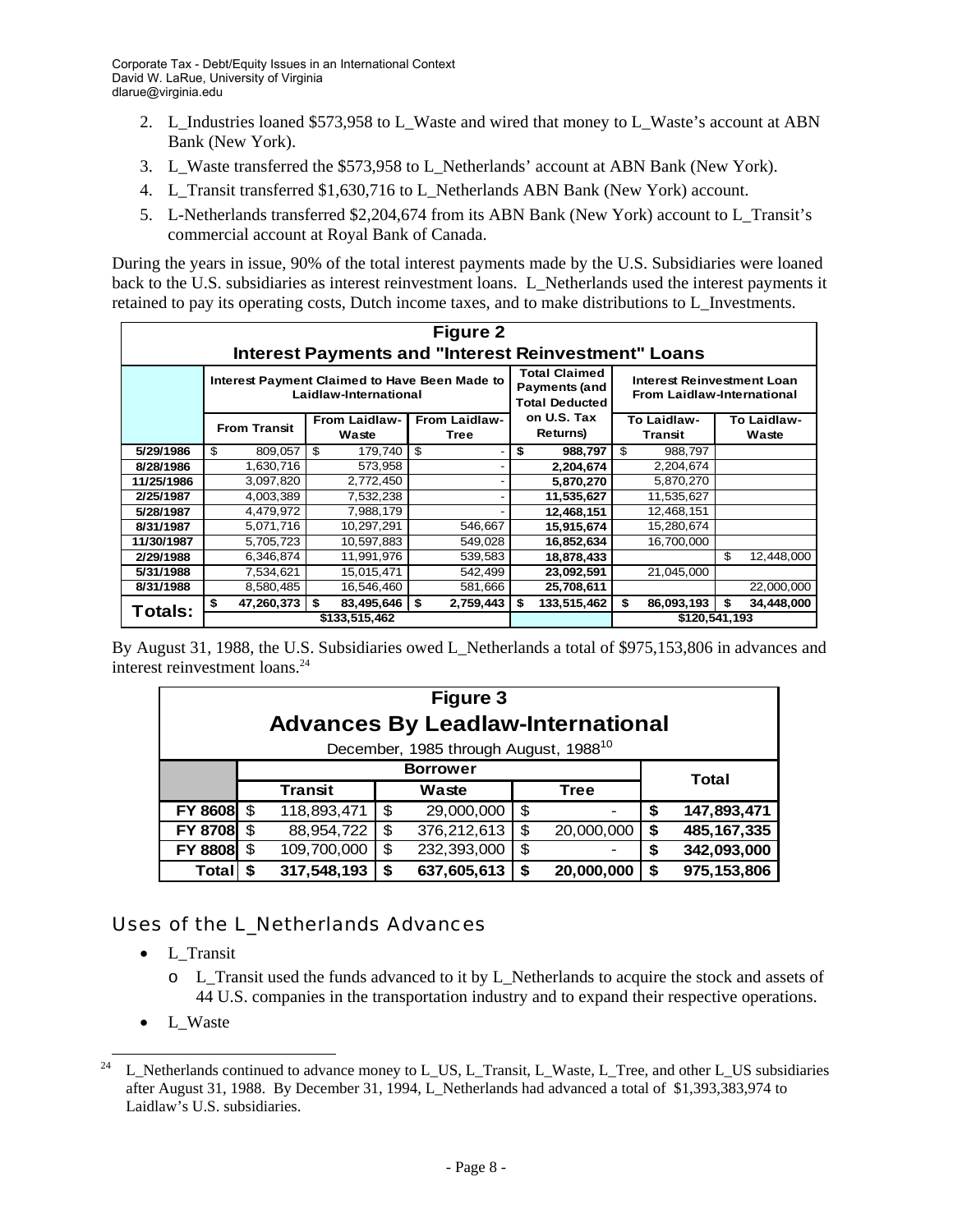2. L_Industries loaned $573,958 to L_Waste and wired that money to L_Waste's account at ABN Bank (New York).
3. L_Waste transferred the $573,958 to L_Netherlands' account at ABN Bank (New York).
4. L_Transit transferred $1,630,716 to L_Netherlands ABN Bank (New York) account.
5. L-Netherlands transferred $2,204,674 from its ABN Bank (New York) account to L_Transit's commercial account at Royal Bank of Canada.

During the years in issue, 90% of the total interest payments made by the U.S. Subsidiaries were loaned back to the U.S. subsidiaries as interest reinvestment loans. L_Netherlands used the interest payments it retained to pay its operating costs, Dutch income taxes, and to make distributions to L_Investments.

**Figure 2**
**Interest Payments and "Interest Reinvestment" Loans**

| | Interest Payment Claimed to Have Been Made to Laidlaw-International | | | Total Claimed Payments (and Total Deducted on U.S. Tax Returns) | Interest Reinvestment Loan From Laidlaw-International | |
|---|---|---|---|---|---|---|
| | From Transit | From Laidlaw-Waste | From Laidlaw-Tree | | To Laidlaw-Transit | To Laidlaw-Waste |
| 5/29/1986 | $ 809,057 | $ 179,740 | $ - | **$ 988,797** | $ 988,797 | |
| 8/28/1986 | 1,630,716 | 573,958 | - | **2,204,674** | 2,204,674 | |
| 11/25/1986 | 3,097,820 | 2,772,450 | - | **5,870,270** | 5,870,270 | |
| 2/25/1987 | 4,003,389 | 7,532,238 | - | **11,535,627** | 11,535,627 | |
| 5/28/1987 | 4,479,972 | 7,988,179 | - | **12,468,151** | 12,468,151 | |
| 8/31/1987 | 5,071,716 | 10,297,291 | 546,667 | **15,915,674** | 15,280,674 | |
| 11/30/1987 | 5,705,723 | 10,597,883 | 549,028 | **16,852,634** | 16,700,000 | |
| 2/29/1988 | 6,346,874 | 11,991,976 | 539,583 | **18,878,433** | | $ 12,448,000 |
| 5/31/1988 | 7,534,621 | 15,015,471 | 542,499 | **23,092,591** | 21,045,000 | |
| 8/31/1988 | 8,580,485 | 16,546,460 | 581,666 | **25,708,611** | | 22,000,000 |
| **Totals:** | **$ 47,260,373** | **$ 83,495,646** | **$ 2,759,443** | **$ 133,515,462** | **$ 86,093,193** | **$ 34,448,000** |
| | **$133,515,462** | | | | **$120,541,193** | |

By August 31, 1988, the U.S. Subsidiaries owed L_Netherlands a total of $975,153,806 in advances and interest reinvestment loans.[24]

**Figure 3**
**Advances By Leadlaw-International**
December, 1985 through August, 1988[10]

| | Borrower | | | Total |
|---|---|---|---|---|
| | Transit | Waste | Tree | |
| **FY 8608** | $ 118,893,471 | $ 29,000,000 | $ - | **$ 147,893,471** |
| **FY 8708** | $ 88,954,722 | $ 376,212,613 | $ 20,000,000 | **$ 485,167,335** |
| **FY 8808** | $ 109,700,000 | $ 232,393,000 | $ - | **$ 342,093,000** |
| **Total** | **$ 317,548,193** | **$ 637,605,613** | **$ 20,000,000** | **$ 975,153,806** |

## Uses of the L_Netherlands Advances

- L_Transit
  - L_Transit used the funds advanced to it by L_Netherlands to acquire the stock and assets of 44 U.S. companies in the transportation industry and to expand their respective operations.
- L_Waste

[24] L_Netherlands continued to advance money to L_US, L_Transit, L_Waste, L_Tree, and other L_US subsidiaries after August 31, 1988. By December 31, 1994, L_Netherlands had advanced a total of $1,393,383,974 to Laidlaw's U.S. subsidiaries.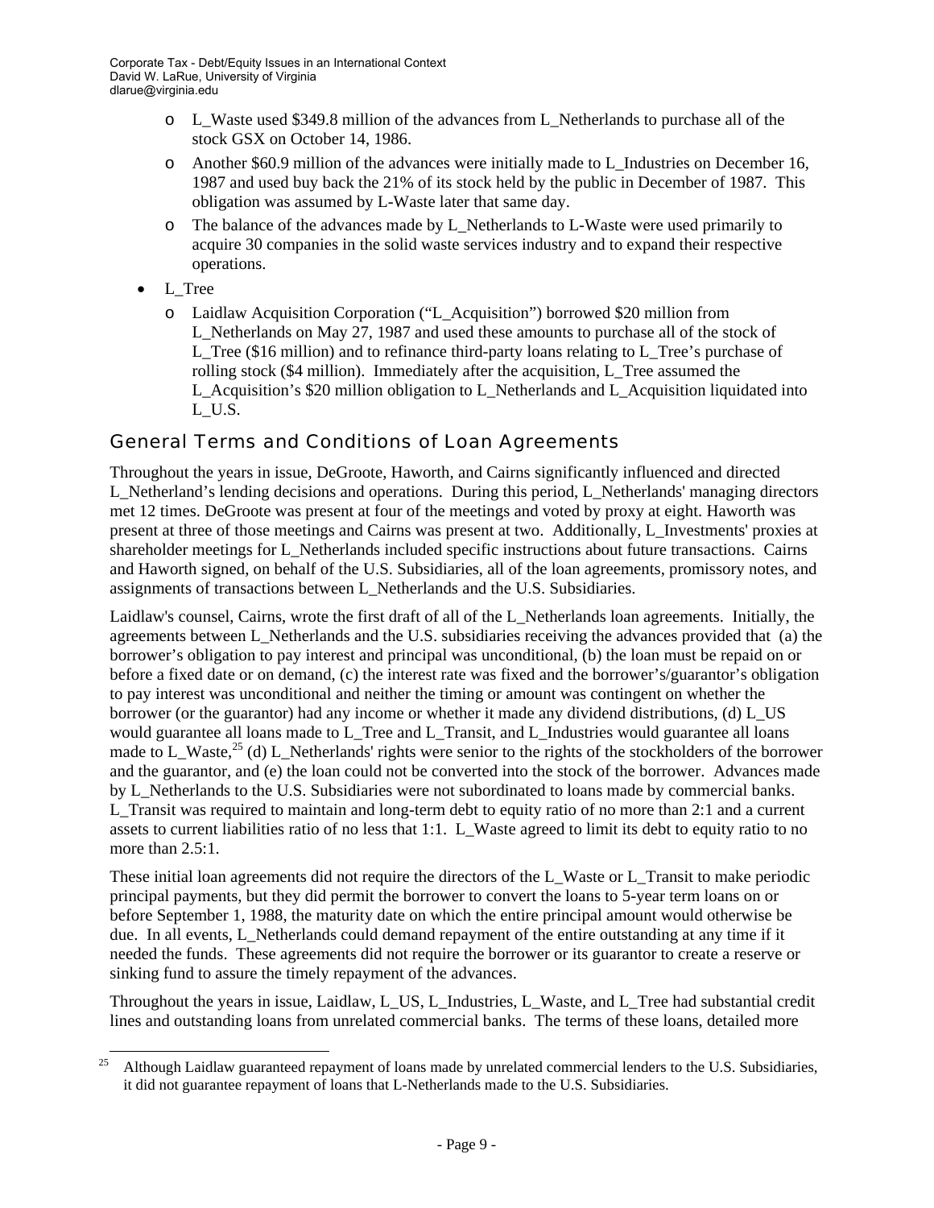- L_Waste used $349.8 million of the advances from L_Netherlands to purchase all of the stock GSX on October 14, 1986.
  - Another $60.9 million of the advances were initially made to L_Industries on December 16, 1987 and used buy back the 21% of its stock held by the public in December of 1987. This obligation was assumed by L-Waste later that same day.
  - The balance of the advances made by L_Netherlands to L-Waste were used primarily to acquire 30 companies in the solid waste services industry and to expand their respective operations.
- L_Tree
  - Laidlaw Acquisition Corporation ("L_Acquisition") borrowed $20 million from L_Netherlands on May 27, 1987 and used these amounts to purchase all of the stock of L_Tree ($16 million) and to refinance third-party loans relating to L_Tree's purchase of rolling stock ($4 million). Immediately after the acquisition, L_Tree assumed the L_Acquisition's $20 million obligation to L_Netherlands and L_Acquisition liquidated into L_U.S.

## General Terms and Conditions of Loan Agreements

Throughout the years in issue, DeGroote, Haworth, and Cairns significantly influenced and directed L_Netherland's lending decisions and operations. During this period, L_Netherlands' managing directors met 12 times. DeGroote was present at four of the meetings and voted by proxy at eight. Haworth was present at three of those meetings and Cairns was present at two. Additionally, L_Investments' proxies at shareholder meetings for L_Netherlands included specific instructions about future transactions. Cairns and Haworth signed, on behalf of the U.S. Subsidiaries, all of the loan agreements, promissory notes, and assignments of transactions between L_Netherlands and the U.S. Subsidiaries.

Laidlaw's counsel, Cairns, wrote the first draft of all of the L_Netherlands loan agreements. Initially, the agreements between L_Netherlands and the U.S. subsidiaries receiving the advances provided that (a) the borrower's obligation to pay interest and principal was unconditional, (b) the loan must be repaid on or before a fixed date or on demand, (c) the interest rate was fixed and the borrower's/guarantor's obligation to pay interest was unconditional and neither the timing or amount was contingent on whether the borrower (or the guarantor) had any income or whether it made any dividend distributions, (d) L_US would guarantee all loans made to L_Tree and L_Transit, and L_Industries would guarantee all loans made to L_Waste,[25] (d) L_Netherlands' rights were senior to the rights of the stockholders of the borrower and the guarantor, and (e) the loan could not be converted into the stock of the borrower. Advances made by L_Netherlands to the U.S. Subsidiaries were not subordinated to loans made by commercial banks. L_Transit was required to maintain and long-term debt to equity ratio of no more than 2:1 and a current assets to current liabilities ratio of no less that 1:1. L_Waste agreed to limit its debt to equity ratio to no more than 2.5:1.

These initial loan agreements did not require the directors of the L_Waste or L_Transit to make periodic principal payments, but they did permit the borrower to convert the loans to 5-year term loans on or before September 1, 1988, the maturity date on which the entire principal amount would otherwise be due. In all events, L_Netherlands could demand repayment of the entire outstanding at any time if it needed the funds. These agreements did not require the borrower or its guarantor to create a reserve or sinking fund to assure the timely repayment of the advances.

Throughout the years in issue, Laidlaw, L_US, L_Industries, L_Waste, and L_Tree had substantial credit lines and outstanding loans from unrelated commercial banks. The terms of these loans, detailed more

[25] Although Laidlaw guaranteed repayment of loans made by unrelated commercial lenders to the U.S. Subsidiaries, it did not guarantee repayment of loans that L-Netherlands made to the U.S. Subsidiaries.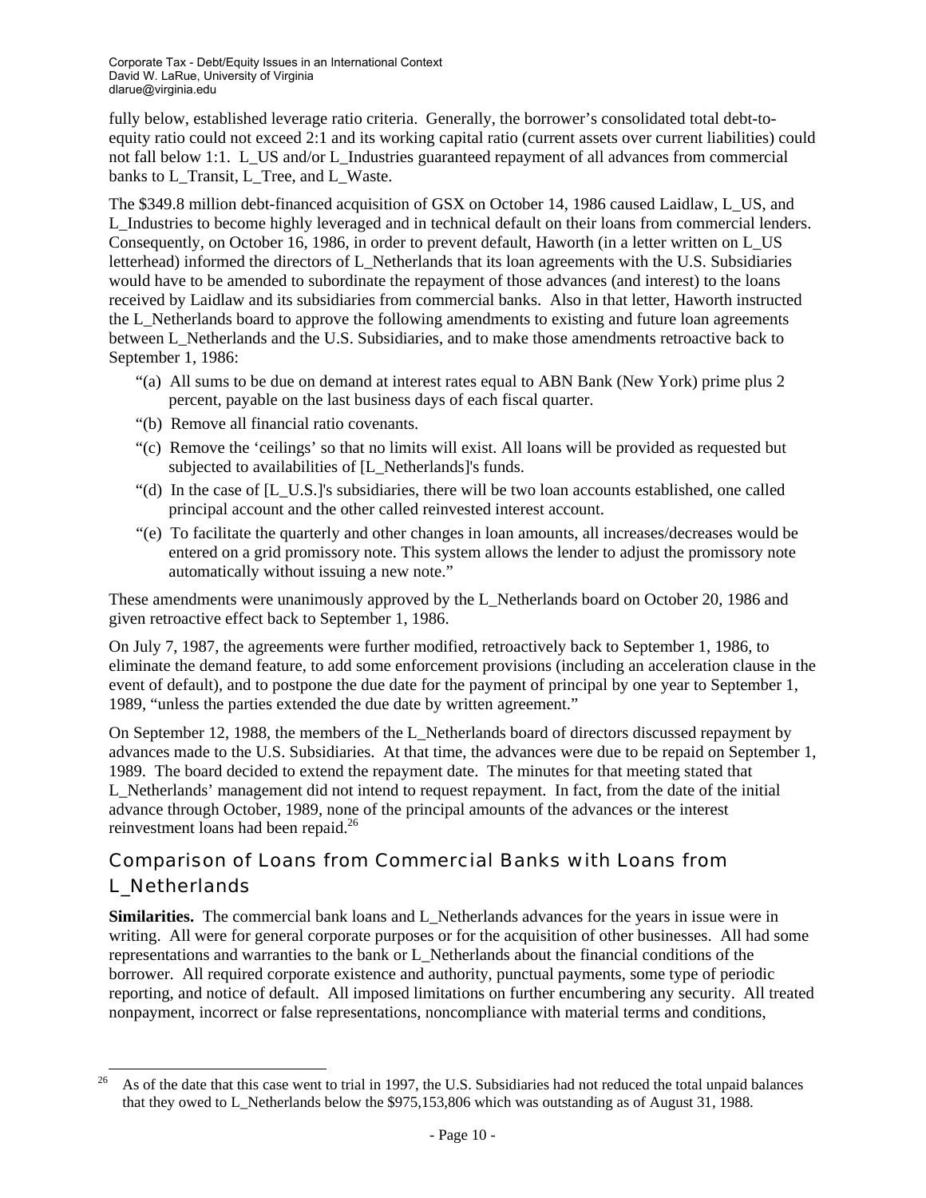fully below, established leverage ratio criteria. Generally, the borrower's consolidated total debt-to-equity ratio could not exceed 2:1 and its working capital ratio (current assets over current liabilities) could not fall below 1:1. L_US and/or L_Industries guaranteed repayment of all advances from commercial banks to L_Transit, L_Tree, and L_Waste.

The $349.8 million debt-financed acquisition of GSX on October 14, 1986 caused Laidlaw, L_US, and L_Industries to become highly leveraged and in technical default on their loans from commercial lenders. Consequently, on October 16, 1986, in order to prevent default, Haworth (in a letter written on L_US letterhead) informed the directors of L_Netherlands that its loan agreements with the U.S. Subsidiaries would have to be amended to subordinate the repayment of those advances (and interest) to the loans received by Laidlaw and its subsidiaries from commercial banks. Also in that letter, Haworth instructed the L_Netherlands board to approve the following amendments to existing and future loan agreements between L_Netherlands and the U.S. Subsidiaries, and to make those amendments retroactive back to September 1, 1986:

"(a) All sums to be due on demand at interest rates equal to ABN Bank (New York) prime plus 2 percent, payable on the last business days of each fiscal quarter.

"(b) Remove all financial ratio covenants.

"(c) Remove the 'ceilings' so that no limits will exist. All loans will be provided as requested but subjected to availabilities of [L_Netherlands]'s funds.

"(d) In the case of [L_U.S.]'s subsidiaries, there will be two loan accounts established, one called principal account and the other called reinvested interest account.

"(e) To facilitate the quarterly and other changes in loan amounts, all increases/decreases would be entered on a grid promissory note. This system allows the lender to adjust the promissory note automatically without issuing a new note."

These amendments were unanimously approved by the L_Netherlands board on October 20, 1986 and given retroactive effect back to September 1, 1986.

On July 7, 1987, the agreements were further modified, retroactively back to September 1, 1986, to eliminate the demand feature, to add some enforcement provisions (including an acceleration clause in the event of default), and to postpone the due date for the payment of principal by one year to September 1, 1989, "unless the parties extended the due date by written agreement."

On September 12, 1988, the members of the L_Netherlands board of directors discussed repayment by advances made to the U.S. Subsidiaries. At that time, the advances were due to be repaid on September 1, 1989. The board decided to extend the repayment date. The minutes for that meeting stated that L_Netherlands' management did not intend to request repayment. In fact, from the date of the initial advance through October, 1989, none of the principal amounts of the advances or the interest reinvestment loans had been repaid.[26]

## Comparison of Loans from Commercial Banks with Loans from L_Netherlands

**Similarities.** The commercial bank loans and L_Netherlands advances for the years in issue were in writing. All were for general corporate purposes or for the acquisition of other businesses. All had some representations and warranties to the bank or L_Netherlands about the financial conditions of the borrower. All required corporate existence and authority, punctual payments, some type of periodic reporting, and notice of default. All imposed limitations on further encumbering any security. All treated nonpayment, incorrect or false representations, noncompliance with material terms and conditions,

[26] As of the date that this case went to trial in 1997, the U.S. Subsidiaries had not reduced the total unpaid balances that they owed to L_Netherlands below the $975,153,806 which was outstanding as of August 31, 1988.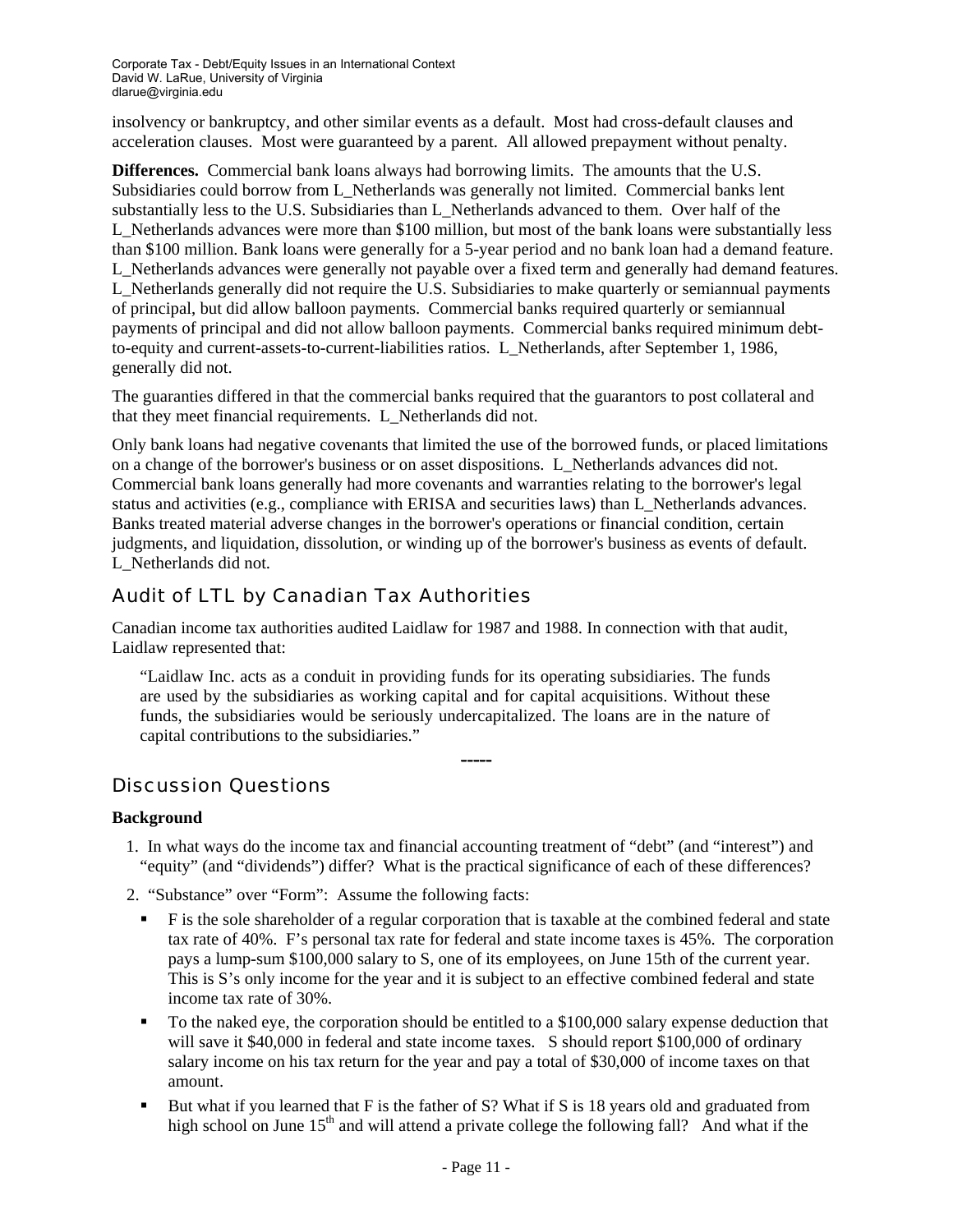insolvency or bankruptcy, and other similar events as a default. Most had cross-default clauses and acceleration clauses. Most were guaranteed by a parent. All allowed prepayment without penalty.

**Differences.** Commercial bank loans always had borrowing limits. The amounts that the U.S. Subsidiaries could borrow from L_Netherlands was generally not limited. Commercial banks lent substantially less to the U.S. Subsidiaries than L_Netherlands advanced to them. Over half of the L_Netherlands advances were more than $100 million, but most of the bank loans were substantially less than $100 million. Bank loans were generally for a 5-year period and no bank loan had a demand feature. L_Netherlands advances were generally not payable over a fixed term and generally had demand features. L_Netherlands generally did not require the U.S. Subsidiaries to make quarterly or semiannual payments of principal, but did allow balloon payments. Commercial banks required quarterly or semiannual payments of principal and did not allow balloon payments. Commercial banks required minimum debt-to-equity and current-assets-to-current-liabilities ratios. L_Netherlands, after September 1, 1986, generally did not.

The guaranties differed in that the commercial banks required that the guarantors to post collateral and that they meet financial requirements. L_Netherlands did not.

Only bank loans had negative covenants that limited the use of the borrowed funds, or placed limitations on a change of the borrower's business or on asset dispositions. L_Netherlands advances did not. Commercial bank loans generally had more covenants and warranties relating to the borrower's legal status and activities (e.g., compliance with ERISA and securities laws) than L_Netherlands advances. Banks treated material adverse changes in the borrower's operations or financial condition, certain judgments, and liquidation, dissolution, or winding up of the borrower's business as events of default. L_Netherlands did not.

## Audit of LTL by Canadian Tax Authorities

Canadian income tax authorities audited Laidlaw for 1987 and 1988. In connection with that audit, Laidlaw represented that:

> "Laidlaw Inc. acts as a conduit in providing funds for its operating subsidiaries. The funds are used by the subsidiaries as working capital and for capital acquisitions. Without these funds, the subsidiaries would be seriously undercapitalized. The loans are in the nature of capital contributions to the subsidiaries."

-----

## Discussion Questions

**Background**

1. In what ways do the income tax and financial accounting treatment of "debt" (and "interest") and "equity" (and "dividends") differ? What is the practical significance of each of these differences?

2. "Substance" over "Form": Assume the following facts:
   - F is the sole shareholder of a regular corporation that is taxable at the combined federal and state tax rate of 40%. F's personal tax rate for federal and state income taxes is 45%. The corporation pays a lump-sum $100,000 salary to S, one of its employees, on June 15th of the current year. This is S's only income for the year and it is subject to an effective combined federal and state income tax rate of 30%.
   - To the naked eye, the corporation should be entitled to a $100,000 salary expense deduction that will save it $40,000 in federal and state income taxes. S should report $100,000 of ordinary salary income on his tax return for the year and pay a total of $30,000 of income taxes on that amount.
   - But what if you learned that F is the father of S? What if S is 18 years old and graduated from high school on June 15th and will attend a private college the following fall? And what if the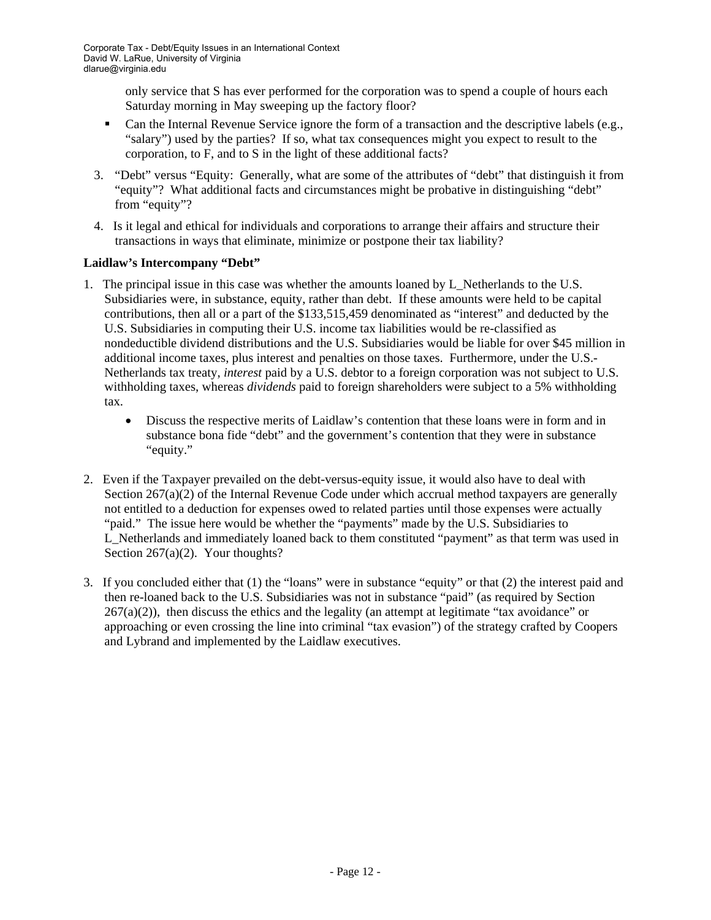only service that S has ever performed for the corporation was to spend a couple of hours each Saturday morning in May sweeping up the factory floor?

- Can the Internal Revenue Service ignore the form of a transaction and the descriptive labels (e.g., "salary") used by the parties? If so, what tax consequences might you expect to result to the corporation, to F, and to S in the light of these additional facts?

3. "Debt" versus "Equity: Generally, what are some of the attributes of "debt" that distinguish it from "equity"? What additional facts and circumstances might be probative in distinguishing "debt" from "equity"?

4. Is it legal and ethical for individuals and corporations to arrange their affairs and structure their transactions in ways that eliminate, minimize or postpone their tax liability?

**Laidlaw's Intercompany "Debt"**

1. The principal issue in this case was whether the amounts loaned by L_Netherlands to the U.S. Subsidiaries were, in substance, equity, rather than debt. If these amounts were held to be capital contributions, then all or a part of the $133,515,459 denominated as "interest" and deducted by the U.S. Subsidiaries in computing their U.S. income tax liabilities would be re-classified as nondeductible dividend distributions and the U.S. Subsidiaries would be liable for over $45 million in additional income taxes, plus interest and penalties on those taxes. Furthermore, under the U.S.-Netherlands tax treaty, *interest* paid by a U.S. debtor to a foreign corporation was not subject to U.S. withholding taxes, whereas *dividends* paid to foreign shareholders were subject to a 5% withholding tax.

   - Discuss the respective merits of Laidlaw's contention that these loans were in form and in substance bona fide "debt" and the government's contention that they were in substance "equity."

2. Even if the Taxpayer prevailed on the debt-versus-equity issue, it would also have to deal with Section 267(a)(2) of the Internal Revenue Code under which accrual method taxpayers are generally not entitled to a deduction for expenses owed to related parties until those expenses were actually "paid." The issue here would be whether the "payments" made by the U.S. Subsidiaries to L_Netherlands and immediately loaned back to them constituted "payment" as that term was used in Section 267(a)(2). Your thoughts?

3. If you concluded either that (1) the "loans" were in substance "equity" or that (2) the interest paid and then re-loaned back to the U.S. Subsidiaries was not in substance "paid" (as required by Section 267(a)(2)), then discuss the ethics and the legality (an attempt at legitimate "tax avoidance" or approaching or even crossing the line into criminal "tax evasion") of the strategy crafted by Coopers and Lybrand and implemented by the Laidlaw executives.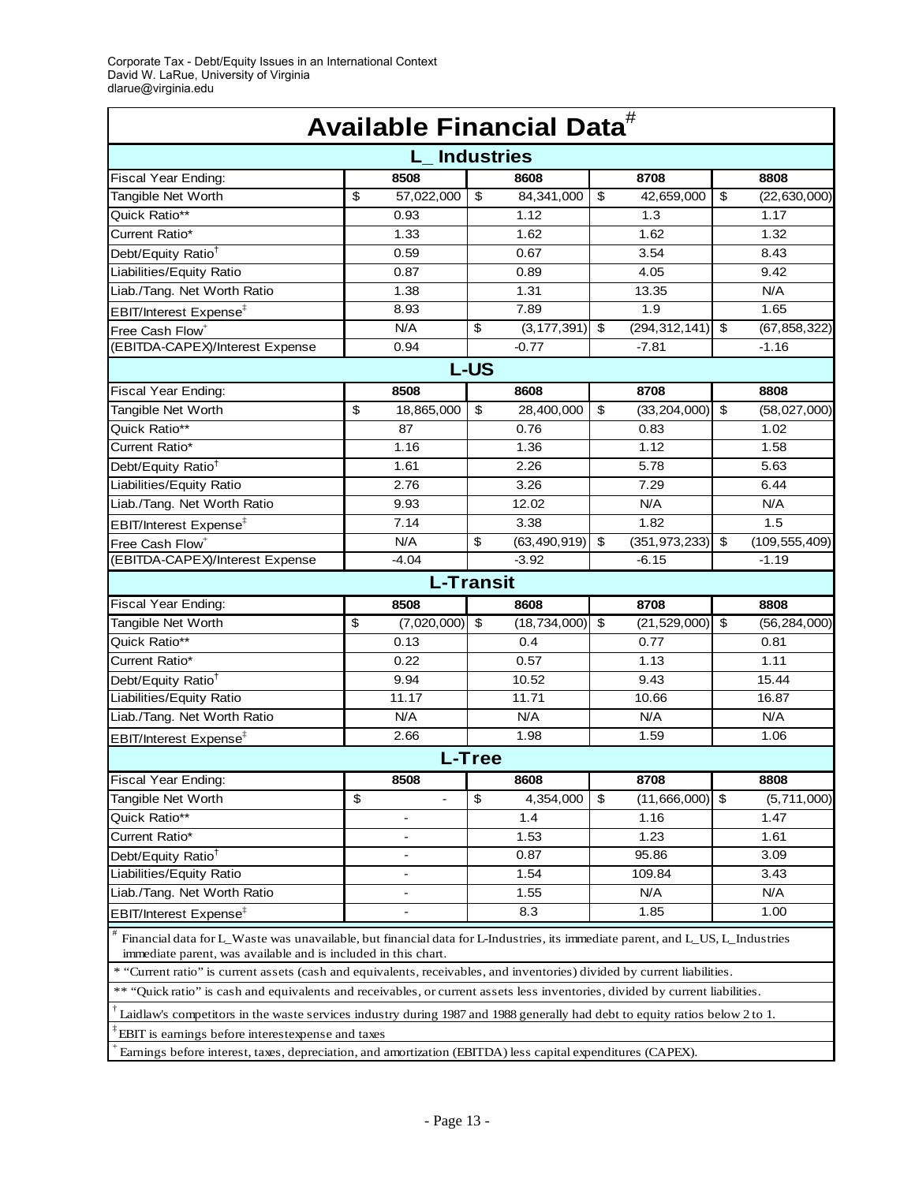Corporate Tax - Debt/Equity Issues in an International Context
David W. LaRue, University of Virginia
dlarue@virginia.edu

# Available Financial Data[#]

## L_ Industries

| Fiscal Year Ending: | 8508 | 8608 | 8708 | 8808 |
|---|---|---|---|---|
| Tangible Net Worth | $ 57,022,000 | $ 84,341,000 | $ 42,659,000 | $ (22,630,000) |
| Quick Ratio** | 0.93 | 1.12 | 1.3 | 1.17 |
| Current Ratio* | 1.33 | 1.62 | 1.62 | 1.32 |
| Debt/Equity Ratio[†] | 0.59 | 0.67 | 3.54 | 8.43 |
| Liabilities/Equity Ratio | 0.87 | 0.89 | 4.05 | 9.42 |
| Liab./Tang. Net Worth Ratio | 1.38 | 1.31 | 13.35 | N/A |
| EBIT/Interest Expense[‡] | 8.93 | 7.89 | 1.9 | 1.65 |
| Free Cash Flow[+] | N/A | $ (3,177,391) | $ (294,312,141) | $ (67,858,322) |
| (EBITDA-CAPEX)/Interest Expense | 0.94 | -0.77 | -7.81 | -1.16 |

## L-US

| Fiscal Year Ending: | 8508 | 8608 | 8708 | 8808 |
|---|---|---|---|---|
| Tangible Net Worth | $ 18,865,000 | $ 28,400,000 | $ (33,204,000) | $ (58,027,000) |
| Quick Ratio** | 87 | 0.76 | 0.83 | 1.02 |
| Current Ratio* | 1.16 | 1.36 | 1.12 | 1.58 |
| Debt/Equity Ratio[†] | 1.61 | 2.26 | 5.78 | 5.63 |
| Liabilities/Equity Ratio | 2.76 | 3.26 | 7.29 | 6.44 |
| Liab./Tang. Net Worth Ratio | 9.93 | 12.02 | N/A | N/A |
| EBIT/Interest Expense[‡] | 7.14 | 3.38 | 1.82 | 1.5 |
| Free Cash Flow[+] | N/A | $ (63,490,919) | $ (351,973,233) | $ (109,555,409) |
| (EBITDA-CAPEX)/Interest Expense | -4.04 | -3.92 | -6.15 | -1.19 |

## L-Transit

| Fiscal Year Ending: | 8508 | 8608 | 8708 | 8808 |
|---|---|---|---|---|
| Tangible Net Worth | $ (7,020,000) | $ (18,734,000) | $ (21,529,000) | $ (56,284,000) |
| Quick Ratio** | 0.13 | 0.4 | 0.77 | 0.81 |
| Current Ratio* | 0.22 | 0.57 | 1.13 | 1.11 |
| Debt/Equity Ratio[†] | 9.94 | 10.52 | 9.43 | 15.44 |
| Liabilities/Equity Ratio | 11.17 | 11.71 | 10.66 | 16.87 |
| Liab./Tang. Net Worth Ratio | N/A | N/A | N/A | N/A |
| EBIT/Interest Expense[‡] | 2.66 | 1.98 | 1.59 | 1.06 |

## L-Tree

| Fiscal Year Ending: | 8508 | 8608 | 8708 | 8808 |
|---|---|---|---|---|
| Tangible Net Worth | $ - | $ 4,354,000 | $ (11,666,000) | $ (5,711,000) |
| Quick Ratio** | - | 1.4 | 1.16 | 1.47 |
| Current Ratio* | - | 1.53 | 1.23 | 1.61 |
| Debt/Equity Ratio[†] | - | 0.87 | 95.86 | 3.09 |
| Liabilities/Equity Ratio | - | 1.54 | 109.84 | 3.43 |
| Liab./Tang. Net Worth Ratio | - | 1.55 | N/A | N/A |
| EBIT/Interest Expense[‡] | - | 8.3 | 1.85 | 1.00 |

[#] Financial data for L_Waste was unavailable, but financial data for L-Industries, its immediate parent, and L_US, L_Industries immediate parent, was available and is included in this chart.

* "Current ratio" is current assets (cash and equivalents, receivables, and inventories) divided by current liabilities.

** "Quick ratio" is cash and equivalents and receivables, or current assets less inventories, divided by current liabilities.

[†] Laidlaw's competitors in the waste services industry during 1987 and 1988 generally had debt to equity ratios below 2 to 1.

[‡] EBIT is earnings before interestexpense and taxes

[+] Earnings before interest, taxes, depreciation, and amortization (EBITDA) less capital expenditures (CAPEX).